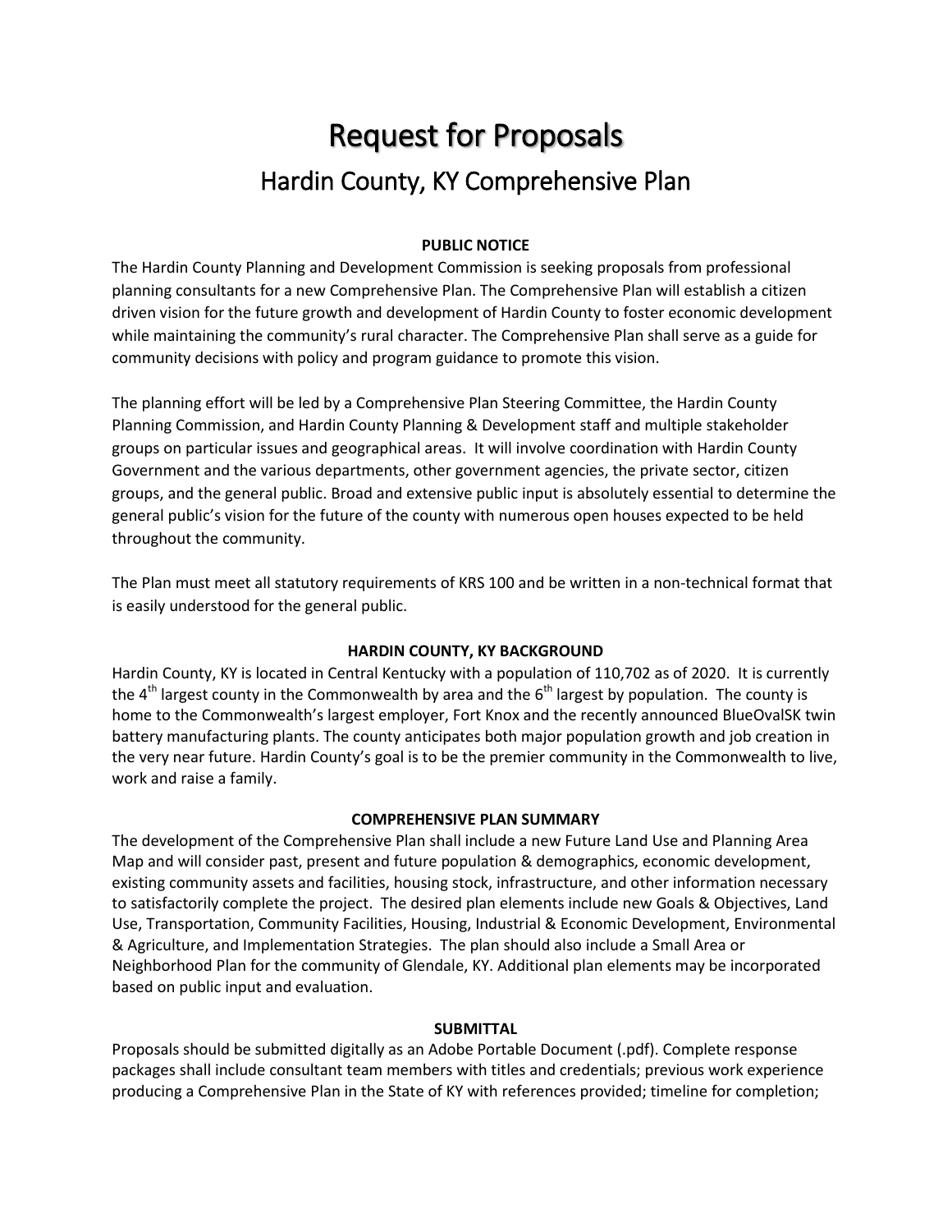# Request for Proposals

## Hardin County, KY Comprehensive Plan

### PUBLIC NOTICE

The Hardin County Planning and Development Commission is seeking proposals from professional planning consultants for a new Comprehensive Plan. The Comprehensive Plan will establish a citizen driven vision for the future growth and development of Hardin County to foster economic development while maintaining the community's rural character. The Comprehensive Plan shall serve as a guide for community decisions with policy and program guidance to promote this vision.

The planning effort will be led by a Comprehensive Plan Steering Committee, the Hardin County Planning Commission, and Hardin County Planning & Development staff and multiple stakeholder groups on particular issues and geographical areas. It will involve coordination with Hardin County Government and the various departments, other government agencies, the private sector, citizen groups, and the general public. Broad and extensive public input is absolutely essential to determine the general public's vision for the future of the county with numerous open houses expected to be held throughout the community.

The Plan must meet all statutory requirements of KRS 100 and be written in a non-technical format that is easily understood for the general public.

### HARDIN COUNTY, KY BACKGROUND

Hardin County, KY is located in Central Kentucky with a population of 110,702 as of 2020. It is currently the 4th largest county in the Commonwealth by area and the 6th largest by population. The county is home to the Commonwealth's largest employer, Fort Knox and the recently announced BlueOvalSK twin battery manufacturing plants. The county anticipates both major population growth and job creation in the very near future. Hardin County's goal is to be the premier community in the Commonwealth to live, work and raise a family.

### COMPREHENSIVE PLAN SUMMARY

The development of the Comprehensive Plan shall include a new Future Land Use and Planning Area Map and will consider past, present and future population & demographics, economic development, existing community assets and facilities, housing stock, infrastructure, and other information necessary to satisfactorily complete the project. The desired plan elements include new Goals & Objectives, Land Use, Transportation, Community Facilities, Housing, Industrial & Economic Development, Environmental & Agriculture, and Implementation Strategies. The plan should also include a Small Area or Neighborhood Plan for the community of Glendale, KY. Additional plan elements may be incorporated based on public input and evaluation.

### SUBMITTAL

Proposals should be submitted digitally as an Adobe Portable Document (.pdf). Complete response packages shall include consultant team members with titles and credentials; previous work experience producing a Comprehensive Plan in the State of KY with references provided; timeline for completion;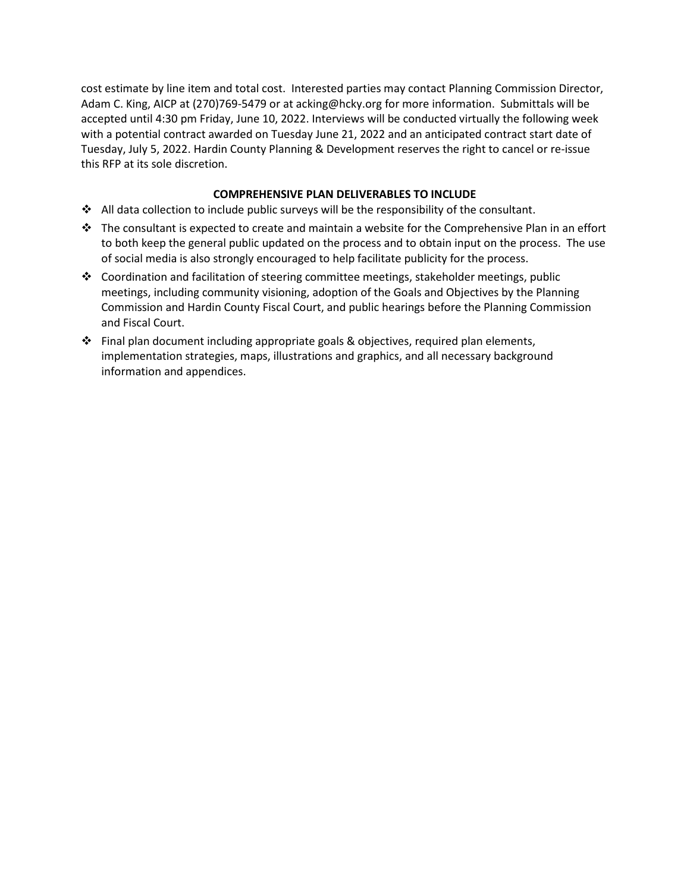cost estimate by line item and total cost. Interested parties may contact Planning Commission Director, Adam C. King, AICP at (270)769-5479 or at acking@hcky.org for more information. Submittals will be accepted until 4:30 pm Friday, June 10, 2022. Interviews will be conducted virtually the following week with a potential contract awarded on Tuesday June 21, 2022 and an anticipated contract start date of Tuesday, July 5, 2022. Hardin County Planning & Development reserves the right to cancel or re-issue this RFP at its sole discretion.

**COMPREHENSIVE PLAN DELIVERABLES TO INCLUDE**

- All data collection to include public surveys will be the responsibility of the consultant.
- The consultant is expected to create and maintain a website for the Comprehensive Plan in an effort to both keep the general public updated on the process and to obtain input on the process. The use of social media is also strongly encouraged to help facilitate publicity for the process.
- Coordination and facilitation of steering committee meetings, stakeholder meetings, public meetings, including community visioning, adoption of the Goals and Objectives by the Planning Commission and Hardin County Fiscal Court, and public hearings before the Planning Commission and Fiscal Court.
- Final plan document including appropriate goals & objectives, required plan elements, implementation strategies, maps, illustrations and graphics, and all necessary background information and appendices.